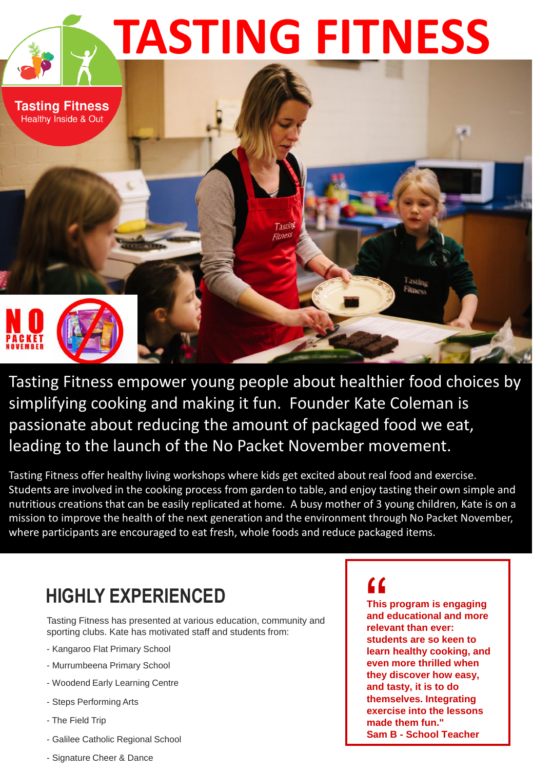# TASTING FITNESS

Tasting Fitness
Healthy Inside & Out

NO PACKET NOVEMBER

Tasting Fitness empower young people about healthier food choices by simplifying cooking and making it fun. Founder Kate Coleman is passionate about reducing the amount of packaged food we eat, leading to the launch of the No Packet November movement.

Tasting Fitness offer healthy living workshops where kids get excited about real food and exercise. Students are involved in the cooking process from garden to table, and enjoy tasting their own simple and nutritious creations that can be easily replicated at home. A busy mother of 3 young children, Kate is on a mission to improve the health of the next generation and the environment through No Packet November, where participants are encouraged to eat fresh, whole foods and reduce packaged items.

## HIGHLY EXPERIENCED

Tasting Fitness has presented at various education, community and sporting clubs. Kate has motivated staff and students from:

- Kangaroo Flat Primary School
- Murrumbeena Primary School
- Woodend Early Learning Centre
- Steps Performing Arts
- The Field Trip
- Galilee Catholic Regional School
- Signature Cheer & Dance

> **"This program is engaging and educational and more relevant than ever: students are so keen to learn healthy cooking, and even more thrilled when they discover how easy, and tasty, it is to do themselves. Integrating exercise into the lessons made them fun."**
> **Sam B - School Teacher**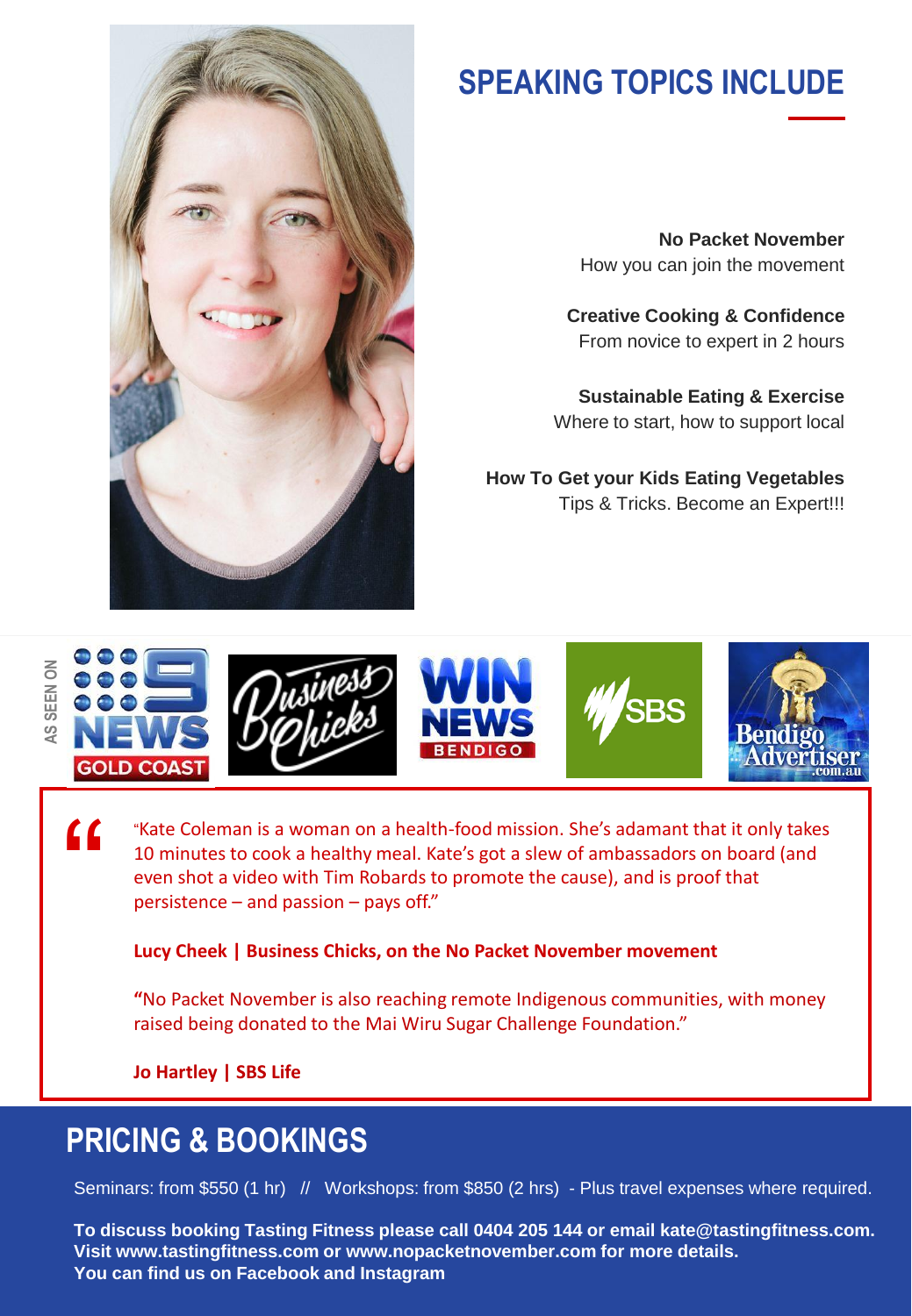## SPEAKING TOPICS INCLUDE

**No Packet November**
How you can join the movement

**Creative Cooking & Confidence**
From novice to expert in 2 hours

**Sustainable Eating & Exercise**
Where to start, how to support local

**How To Get your Kids Eating Vegetables**
Tips & Tricks. Become an Expert!!!

AS SEEN ON

"Kate Coleman is a woman on a health-food mission. She's adamant that it only takes 10 minutes to cook a healthy meal. Kate's got a slew of ambassadors on board (and even shot a video with Tim Robards to promote the cause), and is proof that persistence – and passion – pays off."

**Lucy Cheek | Business Chicks, on the No Packet November movement**

"No Packet November is also reaching remote Indigenous communities, with money raised being donated to the Mai Wiru Sugar Challenge Foundation."

**Jo Hartley | SBS Life**

## PRICING & BOOKINGS

Seminars: from $550 (1 hr) // Workshops: from $850 (2 hrs) - Plus travel expenses where required.

**To discuss booking Tasting Fitness please call 0404 205 144 or email kate@tastingfitness.com.**
**Visit www.tastingfitness.com or www.nopacketnovember.com for more details.**
**You can find us on Facebook and Instagram**